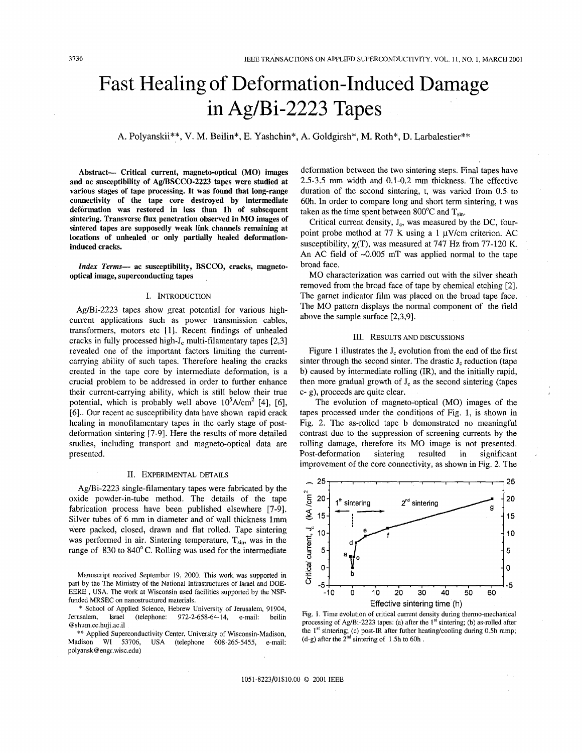# Fast Healing of Deformation-Induced Damage in Ag/Bi-2223 Tapes

A. Polyanskii**, V. M. Beilin*, E. Yashchin*, A. Goldgirsh*, M. Roth*, D. Larbalestier**

***Abstract*— Critical current, magneto-optical (MO) images and ac susceptibility of Ag/BSCCO-2223 tapes were studied at various stages of tape processing. It was found that long-range connectivity of the tape core destroyed by intermediate deformation was restored in less than 1h of subsequent sintering. Transverse flux penetration observed in MO images of sintered tapes are supposedly weak link channels remaining at locations of unhealed or only partially healed deformation-induced cracks.**

***Index Terms*— ac susceptibility, BSCCO, cracks, magneto-optical image, superconducting tapes**

## I. Introduction

Ag/Bi-2223 tapes show great potential for various high-current applications such as power transmission cables, transformers, motors etc [1]. Recent findings of unhealed cracks in fully processed high-$J_c$ multi-filamentary tapes [2,3] revealed one of the important factors limiting the current-carrying ability of such tapes. Therefore healing the cracks created in the tape core by intermediate deformation, is a crucial problem to be addressed in order to further enhance their current-carrying ability, which is still below their true potential, which is probably well above $10^5$A/cm$^2$ [4], [6], [6].. Our recent ac susceptibility data have shown rapid crack healing in monofilamentary tapes in the early stage of post-deformation sintering [7-9]. Here the results of more detailed studies, including transport and magneto-optical data are presented.

## II. Experimental Details

Ag/Bi-2223 single-filamentary tapes were fabricated by the oxide powder-in-tube method. The details of the tape fabrication process have been published elsewhere [7-9]. Silver tubes of 6 mm in diameter and of wall thickness 1mm were packed, closed, drawn and flat rolled. Tape sintering was performed in air. Sintering temperature, $T_{sin}$, was in the range of 830 to 840° C. Rolling was used for the intermediate deformation between the two sintering steps. Final tapes have 2.5-3.5 mm width and 0.1-0.2 mm thickness. The effective duration of the second sintering, t, was varied from 0.5 to 60h. In order to compare long and short term sintering, t was taken as the time spent between 800°C and $T_{sin}$.

Critical current density, $J_c$, was measured by the DC, four-point probe method at 77 K using a 1 μV/cm criterion. AC susceptibility, $\chi(T)$, was measured at 747 Hz from 77-120 K. An AC field of ~0.005 mT was applied normal to the tape broad face.

MO characterization was carried out with the silver sheath removed from the broad face of tape by chemical etching [2]. The garnet indicator film was placed on the broad tape face. The MO pattern displays the normal component of the field above the sample surface [2,3,9].

Manuscript received September 19, 2000. This work was supported in part by the The Ministry of the National Infrastructures of Israel and DOE-EERE , USA. The work at Wisconsin used facilities supported by the NSF-funded MRSEC on nanostructured materials.

\* School of Applied Science, Hebrew University of Jerusalem, 91904, Jerusalem, Israel (telephone: 972-2-658-64-14, e-mail: beilin @shum.cc.huji.ac.il

\*\* Applied Superconductivity Center, University of Wisconsin-Madison, Madison WI 53706, USA (telephone 608-265-5455, e-mail: polyansk@engr.wisc.edu)

## III. Results and Discussions

Figure 1 illustrates the $J_c$ evolution from the end of the first sinter through the second sinter. The drastic $J_c$ reduction (tape b) caused by intermediate rolling (IR), and the initially rapid, then more gradual growth of $J_c$ as the second sintering (tapes c- g), proceeds are quite clear.

The evolution of magneto-optical (MO) images of the tapes processed under the conditions of Fig. 1, is shown in Fig. 2. The as-rolled tape b demonstrated no meaningful contrast due to the suppression of screening currents by the rolling damage, therefore its MO image is not presented. Post-deformation sintering resulted in significant improvement of the core connectivity, as shown in Fig. 2. The

Fig. 1. Time evolution of critical current density during thermo-mechanical processing of Ag/Bi-2223 tapes: (a) after the 1st sintering; (b) as-rolled after the 1st sintering; (c) post-IR after futher heating/cooling during 0.5h ramp; (d-g) after the 2nd sintering of 1.5h to 60h .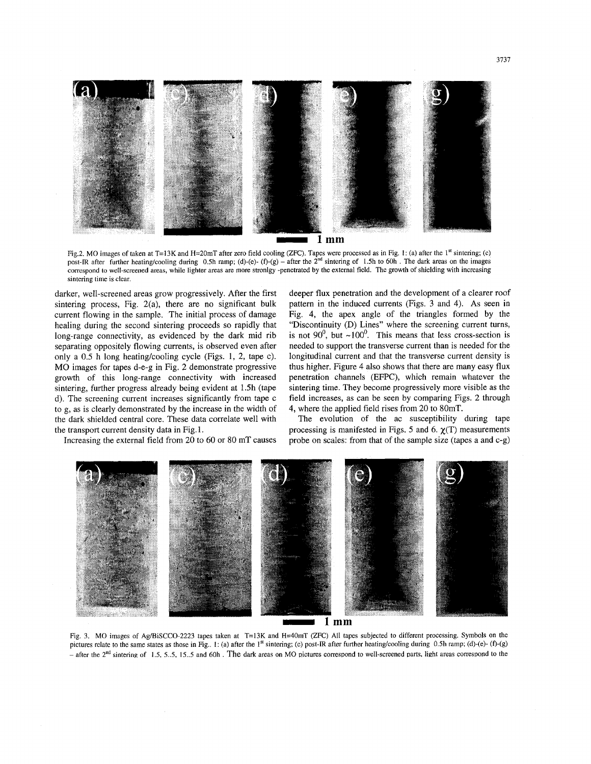Fig.2. MO images of taken at T=13K and H=20mT after zero field cooling (ZFC). Tapes were processed as in Fig. 1: (a) after the 1st sintering; (c) post-IR after further heating/cooling during 0.5h ramp; (d)-(e)- (f)-(g) – after the 2nd sintering of 1.5h to 60h . The dark areas on the images correspond to well-screened areas, while lighter areas are more stronlgy -penetrated by the external field. The growth of shielding with increasing sintering time is clear.

darker, well-screened areas grow progressively. After the first sintering process, Fig. 2(a), there are no significant bulk current flowing in the sample. The initial process of damage healing during the second sintering proceeds so rapidly that long-range connectivity, as evidenced by the dark mid rib separating oppositely flowing currents, is observed even after only a 0.5 h long heating/cooling cycle (Figs. 1, 2, tape c). MO images for tapes d-e-g in Fig. 2 demonstrate progressive growth of this long-range connectivity with increased sintering, further progress already being evident at 1.5h (tape d). The screening current increases significantly from tape c to g, as is clearly demonstrated by the increase in the width of the dark shielded central core. These data correlate well with the transport current density data in Fig.1.

Increasing the external field from 20 to 60 or 80 mT causes deeper flux penetration and the development of a clearer roof pattern in the induced currents (Figs. 3 and 4). As seen in Fig. 4, the apex angle of the triangles formed by the "Discontinuity (D) Lines" where the screening current turns, is not $90^0$, but $\sim 100^0$. This means that less cross-section is needed to support the transverse current than is needed for the longitudinal current and that the transverse current density is thus higher. Figure 4 also shows that there are many easy flux penetration channels (EFPC), which remain whatever the sintering time. They become progressively more visible as the field increases, as can be seen by comparing Figs. 2 through 4, where the applied field rises from 20 to 80mT.

The evolution of the ac susceptibility during tape processing is manifested in Figs. 5 and 6. $\chi(T)$ measurements probe on scales: from that of the sample size (tapes a and c-g)

Fig. 3. MO images of Ag/BiSCCO-2223 tapes taken at T=13K and H=40mT (ZFC) All tapes subjected to different processing. Symbols on the pictures relate to the same states as those in Fig.. 1: (a) after the 1st sintering; (c) post-IR after further heating/cooling during 0.5h ramp; (d)-(e)- (f)-(g) – after the 2nd sintering of 1.5, 5..5, 15..5 and 60h . The dark areas on MO pictures correspond to well-screened parts, light areas correspond to the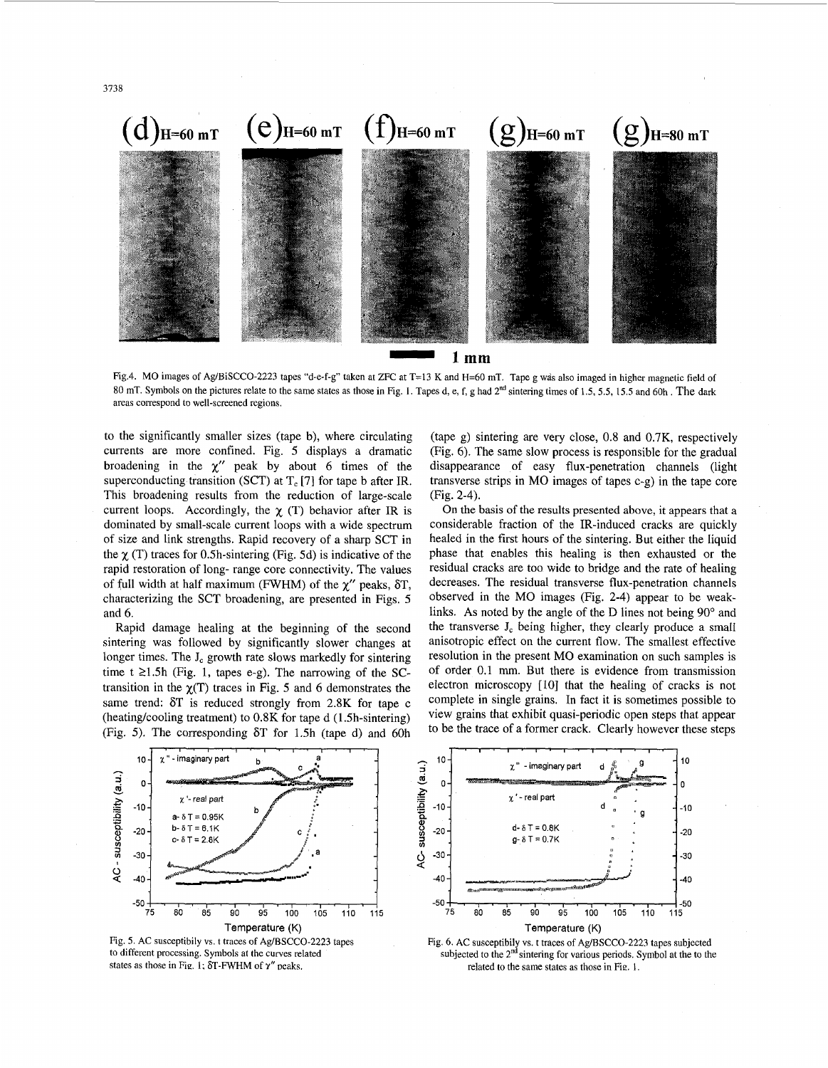Fig.4. MO images of Ag/BiSCCO-2223 tapes "d-e-f-g" taken at ZFC at T=13 K and H=60 mT. Tape g was also imaged in higher magnetic field of 80 mT. Symbols on the pictures relate to the same states as those in Fig. 1. Tapes d, e, f, g had 2[nd] sintering times of 1.5, 5.5, 15.5 and 60h . The dark areas correspond to well-screened regions.

to the significantly smaller sizes (tape b), where circulating currents are more confined. Fig. 5 displays a dramatic broadening in the $\chi''$ peak by about 6 times of the superconducting transition (SCT) at $T_c$ [7] for tape b after IR. This broadening results from the reduction of large-scale current loops. Accordingly, the $\chi$ (T) behavior after IR is dominated by small-scale current loops with a wide spectrum of size and link strengths. Rapid recovery of a sharp SCT in the $\chi$ (T) traces for 0.5h-sintering (Fig. 5d) is indicative of the rapid restoration of long- range core connectivity. The values of full width at half maximum (FWHM) of the $\chi''$ peaks, $\delta T$, characterizing the SCT broadening, are presented in Figs. 5 and 6.

Rapid damage healing at the beginning of the second sintering was followed by significantly slower changes at longer times. The $J_c$ growth rate slows markedly for sintering time t $\geq$1.5h (Fig. 1, tapes e-g). The narrowing of the SC-transition in the $\chi$(T) traces in Fig. 5 and 6 demonstrates the same trend: $\delta T$ is reduced strongly from 2.8K for tape c (heating/cooling treatment) to 0.8K for tape d (1.5h-sintering) (Fig. 5). The corresponding $\delta T$ for 1.5h (tape d) and 60h (tape g) sintering are very close, 0.8 and 0.7K, respectively (Fig. 6). The same slow process is responsible for the gradual disappearance of easy flux-penetration channels (light transverse strips in MO images of tapes c-g) in the tape core (Fig. 2-4).

On the basis of the results presented above, it appears that a considerable fraction of the IR-induced cracks are quickly healed in the first hours of the sintering. But either the liquid phase that enables this healing is then exhausted or the residual cracks are too wide to bridge and the rate of healing decreases. The residual transverse flux-penetration channels observed in the MO images (Fig. 2-4) appear to be weak-links. As noted by the angle of the D lines not being 90° and the transverse $J_c$ being higher, they clearly produce a small anisotropic effect on the current flow. The smallest effective resolution in the present MO examination on such samples is of order 0.1 mm. But there is evidence from transmission electron microscopy [10] that the healing of cracks is not complete in single grains. In fact it is sometimes possible to view grains that exhibit quasi-periodic open steps that appear to be the trace of a former crack. Clearly however these steps

Fig. 5. AC susceptibily vs. t traces of Ag/BSCCO-2223 tapes to different processing. Symbols at the curves related states as those in Fig. 1; $\delta T$-FWHM of $\chi''$ peaks.

Fig. 6. AC susceptibily vs. t traces of Ag/BSCCO-2223 tapes subjected subjected to the 2[nd] sintering for various periods. Symbol at the to the related to the same states as those in Fig. 1.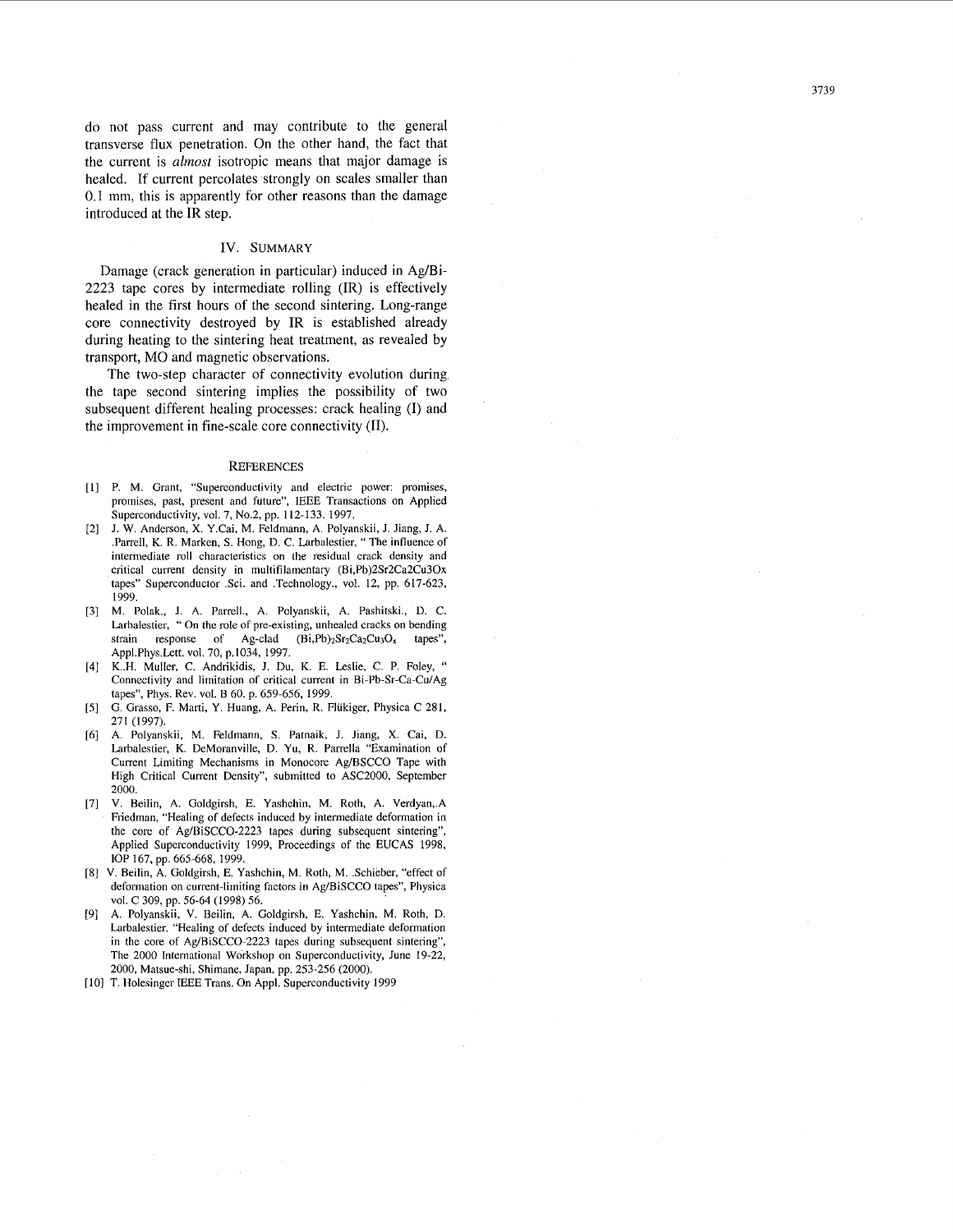do not pass current and may contribute to the general transverse flux penetration. On the other hand, the fact that the current is *almost* isotropic means that major damage is healed. If current percolates strongly on scales smaller than 0.1 mm, this is apparently for other reasons than the damage introduced at the IR step.

## IV. SUMMARY

Damage (crack generation in particular) induced in Ag/Bi-2223 tape cores by intermediate rolling (IR) is effectively healed in the first hours of the second sintering. Long-range core connectivity destroyed by IR is established already during heating to the sintering heat treatment, as revealed by transport, MO and magnetic observations.

The two-step character of connectivity evolution during the tape second sintering implies the possibility of two subsequent different healing processes: crack healing (I) and the improvement in fine-scale core connectivity (II).

## REFERENCES

[1] P. M. Grant, "Superconductivity and electric power: promises, promises, past, present and future", IEEE Transactions on Applied Superconductivity, vol. 7, No.2, pp. 112-133. 1997.

[2] J. W. Anderson, X. Y.Cai, M. Feldmann, A. Polyanskii, J. Jiang, J. A. .Parrell, K. R. Marken, S. Hong, D. C. Larbalestier, " The influence of intermediate roll characteristics on the residual crack density and critical current density in multifilamentary (Bi,Pb)2Sr2Ca2Cu3Ox tapes" Superconductor .Sci. and .Technology., vol. 12, pp. 617-623, 1999.

[3] M. Polak., J. A. Parrell., A. Polyanskii, A. Pashitski., D. C. Larbalestier, " On the role of pre-existing, unhealed cracks on bending strain response of Ag-clad $(Bi,Pb)_2Sr_2Ca_2Cu_3O_x$ tapes", Appl.Phys.Lett. vol. 70, p.1034, 1997.

[4] K.H. Muller, C. Andrikidis, J. Du, K. E. Leslie, C. P. Foley, " Connectivity and limitation of critical current in Bi-Pb-Sr-Ca-Cu/Ag tapes", Phys. Rev. vol. B 60. p. 659-656, 1999.

[5] G. Grasso, F. Marti, Y. Huang, A. Perin, R. Flükiger, Physica C 281, 271 (1997).

[6] A. Polyanskii, M. Feldmann, S. Patnaik, J. Jiang, X. Cai, D. Larbalestier, K. DeMoranville, D. Yu, R. Parrella "Examination of Current Limiting Mechanisms in Monocore Ag/BSCCO Tape with High Critical Current Density", submitted to ASC2000, September 2000.

[7] V. Beilin, A. Goldgirsh, E. Yashchin, M. Roth, A. Verdyan,.A Friedman, "Healing of defects induced by intermediate deformation in the core of Ag/BiSCCO-2223 tapes during subsequent sintering", Applied Superconductivity 1999, Proceedings of the EUCAS 1998, IOP 167, pp. 665-668, 1999.

[8] V. Beilin, A. Goldgirsh, E. Yashchin, M. Roth, M. .Schieber, "effect of deformation on current-limiting factors in Ag/BiSCCO tapes", Physica vol. C 309, pp. 56-64 (1998) 56.

[9] A. Polyanskii, V. Beilin, A. Goldgirsh, E. Yashchin, M. Roth, D. Larbalestier, "Healing of defects induced by intermediate deformation in the core of Ag/BiSCCO-2223 tapes during subsequent sintering", The 2000 International Workshop on Superconductivity, June 19-22, 2000, Matsue-shi, Shimane, Japan, pp. 253-256 (2000).

[10] T. Holesinger IEEE Trans. On Appl. Superconductivity 1999